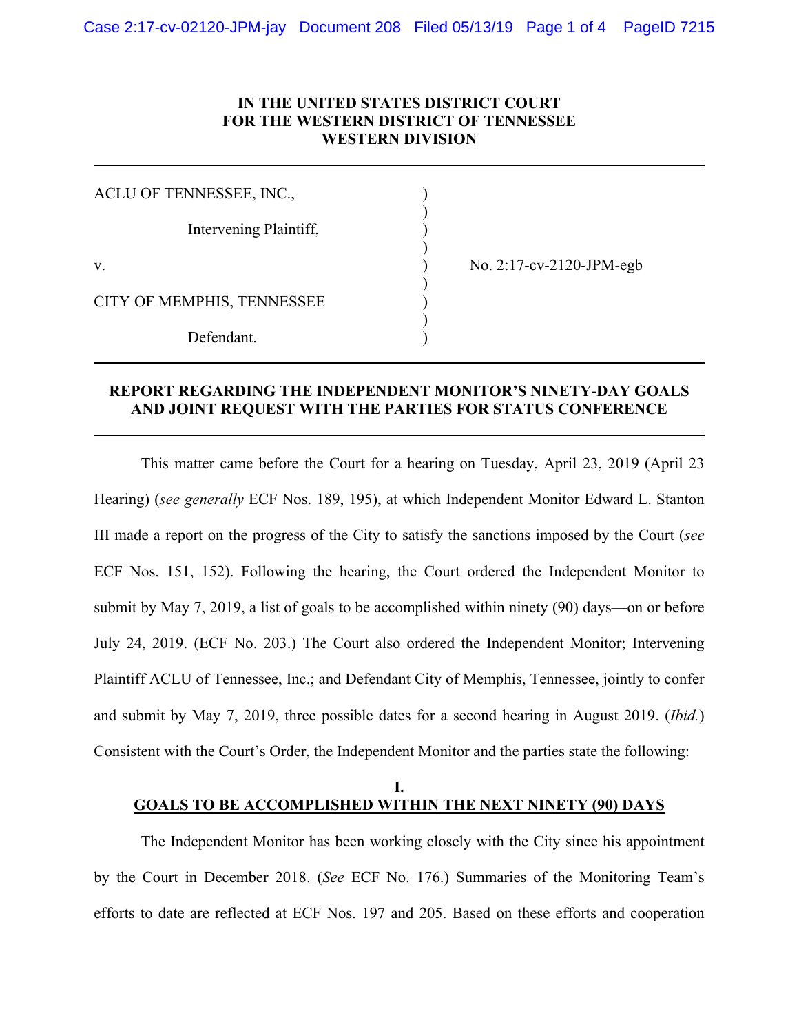**IN THE UNITED STATES DISTRICT COURT
FOR THE WESTERN DISTRICT OF TENNESSEE
WESTERN DIVISION**

| | | |
|---|---|---|
| ACLU OF TENNESSEE, INC., | ) | |
| Intervening Plaintiff, | ) | |
| v. | ) | No. 2:17-cv-2120-JPM-egb |
| CITY OF MEMPHIS, TENNESSEE | ) | |
| Defendant. | ) | |

**REPORT REGARDING THE INDEPENDENT MONITOR'S NINETY-DAY GOALS AND JOINT REQUEST WITH THE PARTIES FOR STATUS CONFERENCE**

This matter came before the Court for a hearing on Tuesday, April 23, 2019 (April 23 Hearing) (*see generally* ECF Nos. 189, 195), at which Independent Monitor Edward L. Stanton III made a report on the progress of the City to satisfy the sanctions imposed by the Court (*see* ECF Nos. 151, 152). Following the hearing, the Court ordered the Independent Monitor to submit by May 7, 2019, a list of goals to be accomplished within ninety (90) days—on or before July 24, 2019. (ECF No. 203.) The Court also ordered the Independent Monitor; Intervening Plaintiff ACLU of Tennessee, Inc.; and Defendant City of Memphis, Tennessee, jointly to confer and submit by May 7, 2019, three possible dates for a second hearing in August 2019. (*Ibid.*) Consistent with the Court's Order, the Independent Monitor and the parties state the following:

## I.
## GOALS TO BE ACCOMPLISHED WITHIN THE NEXT NINETY (90) DAYS

The Independent Monitor has been working closely with the City since his appointment by the Court in December 2018. (*See* ECF No. 176.) Summaries of the Monitoring Team's efforts to date are reflected at ECF Nos. 197 and 205. Based on these efforts and cooperation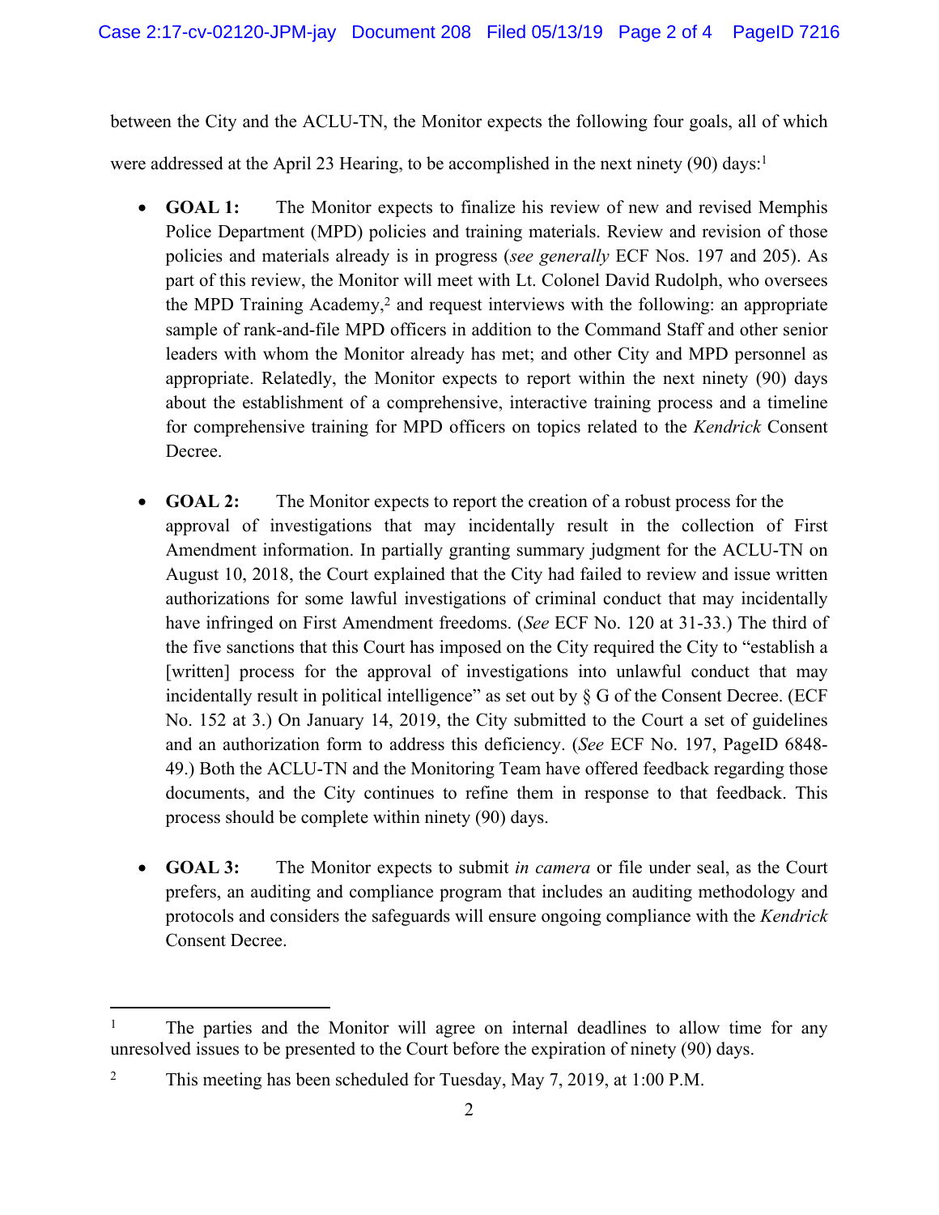between the City and the ACLU-TN, the Monitor expects the following four goals, all of which were addressed at the April 23 Hearing, to be accomplished in the next ninety (90) days:[1]

- **GOAL 1:** The Monitor expects to finalize his review of new and revised Memphis Police Department (MPD) policies and training materials. Review and revision of those policies and materials already is in progress (*see generally* ECF Nos. 197 and 205). As part of this review, the Monitor will meet with Lt. Colonel David Rudolph, who oversees the MPD Training Academy,[2] and request interviews with the following: an appropriate sample of rank-and-file MPD officers in addition to the Command Staff and other senior leaders with whom the Monitor already has met; and other City and MPD personnel as appropriate. Relatedly, the Monitor expects to report within the next ninety (90) days about the establishment of a comprehensive, interactive training process and a timeline for comprehensive training for MPD officers on topics related to the *Kendrick* Consent Decree.

- **GOAL 2:** The Monitor expects to report the creation of a robust process for the approval of investigations that may incidentally result in the collection of First Amendment information. In partially granting summary judgment for the ACLU-TN on August 10, 2018, the Court explained that the City had failed to review and issue written authorizations for some lawful investigations of criminal conduct that may incidentally have infringed on First Amendment freedoms. (*See* ECF No. 120 at 31-33.) The third of the five sanctions that this Court has imposed on the City required the City to "establish a [written] process for the approval of investigations into unlawful conduct that may incidentally result in political intelligence" as set out by § G of the Consent Decree. (ECF No. 152 at 3.) On January 14, 2019, the City submitted to the Court a set of guidelines and an authorization form to address this deficiency. (*See* ECF No. 197, PageID 6848-49.) Both the ACLU-TN and the Monitoring Team have offered feedback regarding those documents, and the City continues to refine them in response to that feedback. This process should be complete within ninety (90) days.

- **GOAL 3:** The Monitor expects to submit *in camera* or file under seal, as the Court prefers, an auditing and compliance program that includes an auditing methodology and protocols and considers the safeguards will ensure ongoing compliance with the *Kendrick* Consent Decree.

---

[1] The parties and the Monitor will agree on internal deadlines to allow time for any unresolved issues to be presented to the Court before the expiration of ninety (90) days.

[2] This meeting has been scheduled for Tuesday, May 7, 2019, at 1:00 P.M.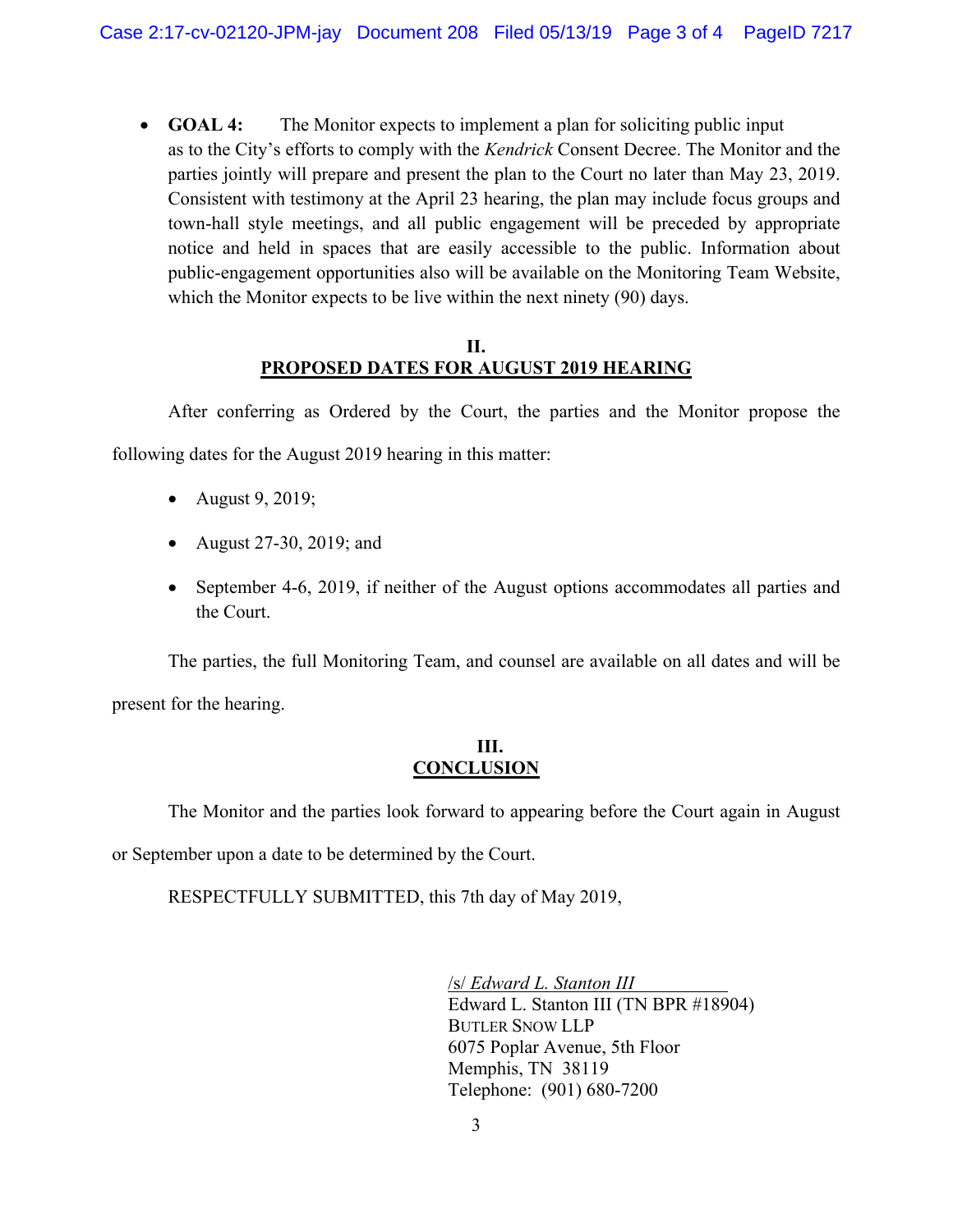- **GOAL 4:** The Monitor expects to implement a plan for soliciting public input as to the City's efforts to comply with the *Kendrick* Consent Decree. The Monitor and the parties jointly will prepare and present the plan to the Court no later than May 23, 2019. Consistent with testimony at the April 23 hearing, the plan may include focus groups and town-hall style meetings, and all public engagement will be preceded by appropriate notice and held in spaces that are easily accessible to the public. Information about public-engagement opportunities also will be available on the Monitoring Team Website, which the Monitor expects to be live within the next ninety (90) days.

## II. PROPOSED DATES FOR AUGUST 2019 HEARING

After conferring as Ordered by the Court, the parties and the Monitor propose the following dates for the August 2019 hearing in this matter:

- August 9, 2019;
- August 27-30, 2019; and
- September 4-6, 2019, if neither of the August options accommodates all parties and the Court.

The parties, the full Monitoring Team, and counsel are available on all dates and will be present for the hearing.

## III. CONCLUSION

The Monitor and the parties look forward to appearing before the Court again in August or September upon a date to be determined by the Court.

RESPECTFULLY SUBMITTED, this 7th day of May 2019,

/s/ *Edward L. Stanton III*
Edward L. Stanton III (TN BPR #18904)
BUTLER SNOW LLP
6075 Poplar Avenue, 5th Floor
Memphis, TN 38119
Telephone: (901) 680-7200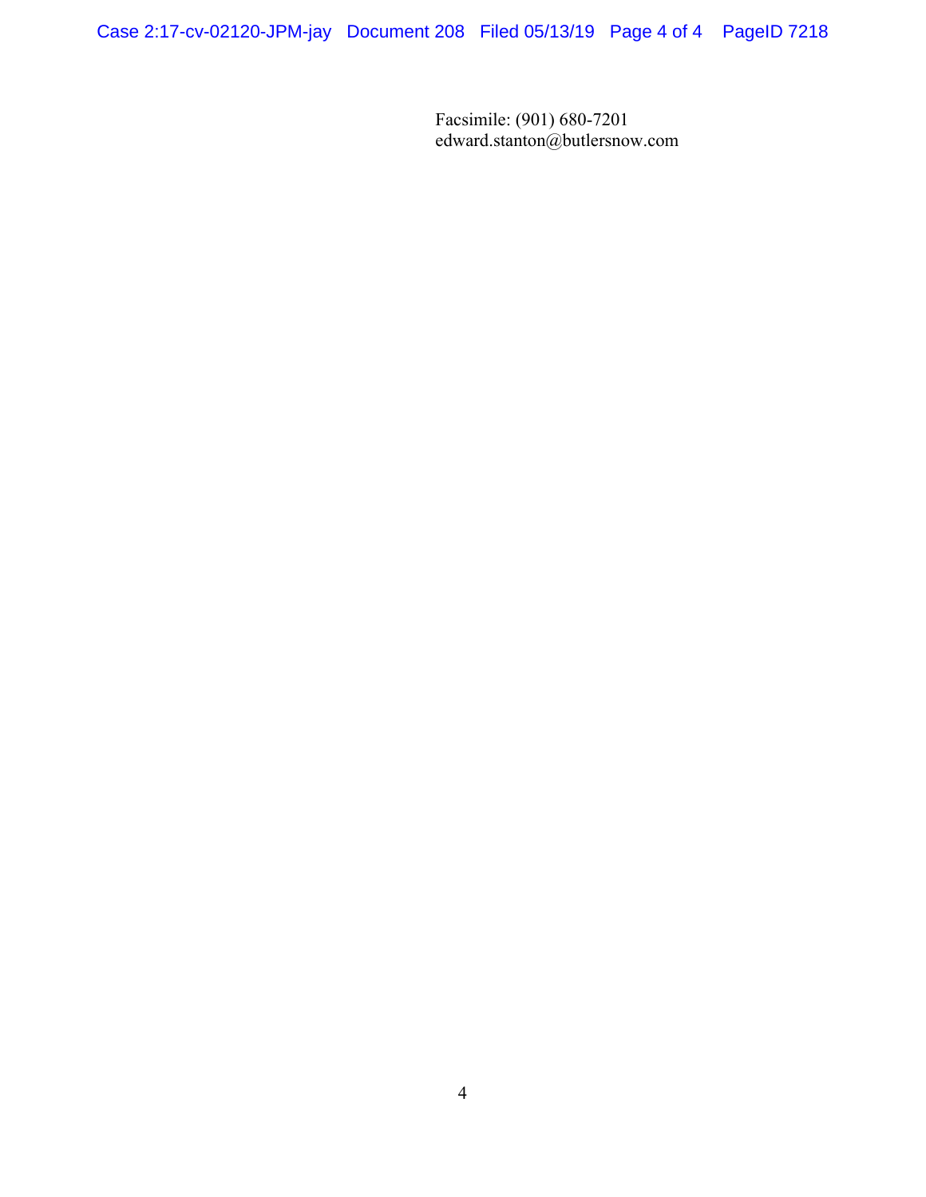Facsimile: (901) 680-7201
edward.stanton@butlersnow.com